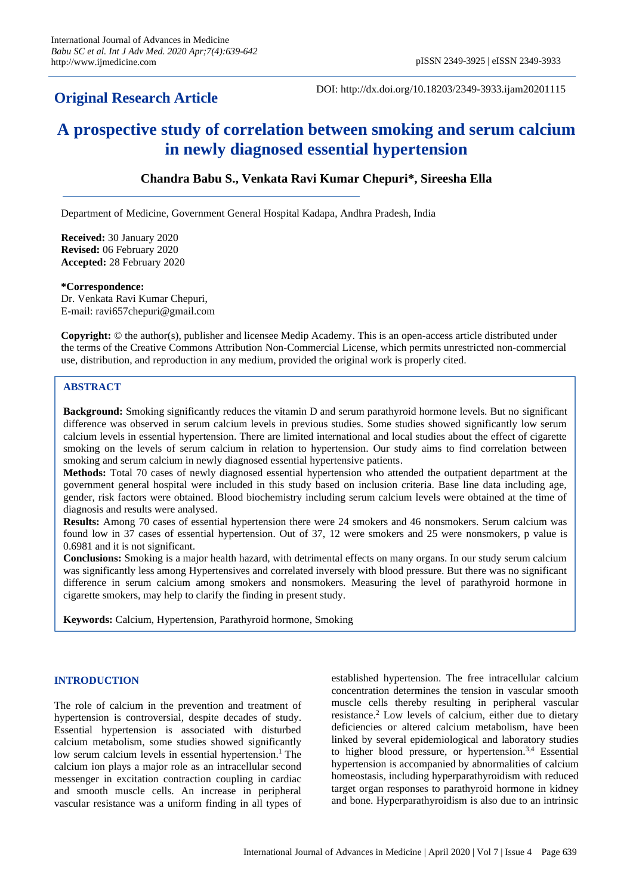## Original Research Article

DOI: http://dx.doi.org/10.18203/2349-3933.ijam20201115

# A prospective study of correlation between smoking and serum calcium in newly diagnosed essential hypertension

**Chandra Babu S., Venkata Ravi Kumar Chepuri\*, Sireesha Ella**

Department of Medicine, Government General Hospital Kadapa, Andhra Pradesh, India

**Received:** 30 January 2020
**Revised:** 06 February 2020
**Accepted:** 28 February 2020

**\*Correspondence:**
Dr. Venkata Ravi Kumar Chepuri,
E-mail: ravi657chepuri@gmail.com

**Copyright:** © the author(s), publisher and licensee Medip Academy. This is an open-access article distributed under the terms of the Creative Commons Attribution Non-Commercial License, which permits unrestricted non-commercial use, distribution, and reproduction in any medium, provided the original work is properly cited.

## ABSTRACT

**Background:** Smoking significantly reduces the vitamin D and serum parathyroid hormone levels. But no significant difference was observed in serum calcium levels in previous studies. Some studies showed significantly low serum calcium levels in essential hypertension. There are limited international and local studies about the effect of cigarette smoking on the levels of serum calcium in relation to hypertension. Our study aims to find correlation between smoking and serum calcium in newly diagnosed essential hypertensive patients.

**Methods:** Total 70 cases of newly diagnosed essential hypertension who attended the outpatient department at the government general hospital were included in this study based on inclusion criteria. Base line data including age, gender, risk factors were obtained. Blood biochemistry including serum calcium levels were obtained at the time of diagnosis and results were analysed.

**Results:** Among 70 cases of essential hypertension there were 24 smokers and 46 nonsmokers. Serum calcium was found low in 37 cases of essential hypertension. Out of 37, 12 were smokers and 25 were nonsmokers, p value is 0.6981 and it is not significant.

**Conclusions:** Smoking is a major health hazard, with detrimental effects on many organs. In our study serum calcium was significantly less among Hypertensives and correlated inversely with blood pressure. But there was no significant difference in serum calcium among smokers and nonsmokers. Measuring the level of parathyroid hormone in cigarette smokers, may help to clarify the finding in present study.

**Keywords:** Calcium, Hypertension, Parathyroid hormone, Smoking

## INTRODUCTION

The role of calcium in the prevention and treatment of hypertension is controversial, despite decades of study. Essential hypertension is associated with disturbed calcium metabolism, some studies showed significantly low serum calcium levels in essential hypertension.[1] The calcium ion plays a major role as an intracellular second messenger in excitation contraction coupling in cardiac and smooth muscle cells. An increase in peripheral vascular resistance was a uniform finding in all types of established hypertension. The free intracellular calcium concentration determines the tension in vascular smooth muscle cells thereby resulting in peripheral vascular resistance.[2] Low levels of calcium, either due to dietary deficiencies or altered calcium metabolism, have been linked by several epidemiological and laboratory studies to higher blood pressure, or hypertension.[3,4] Essential hypertension is accompanied by abnormalities of calcium homeostasis, including hyperparathyroidism with reduced target organ responses to parathyroid hormone in kidney and bone. Hyperparathyroidism is also due to an intrinsic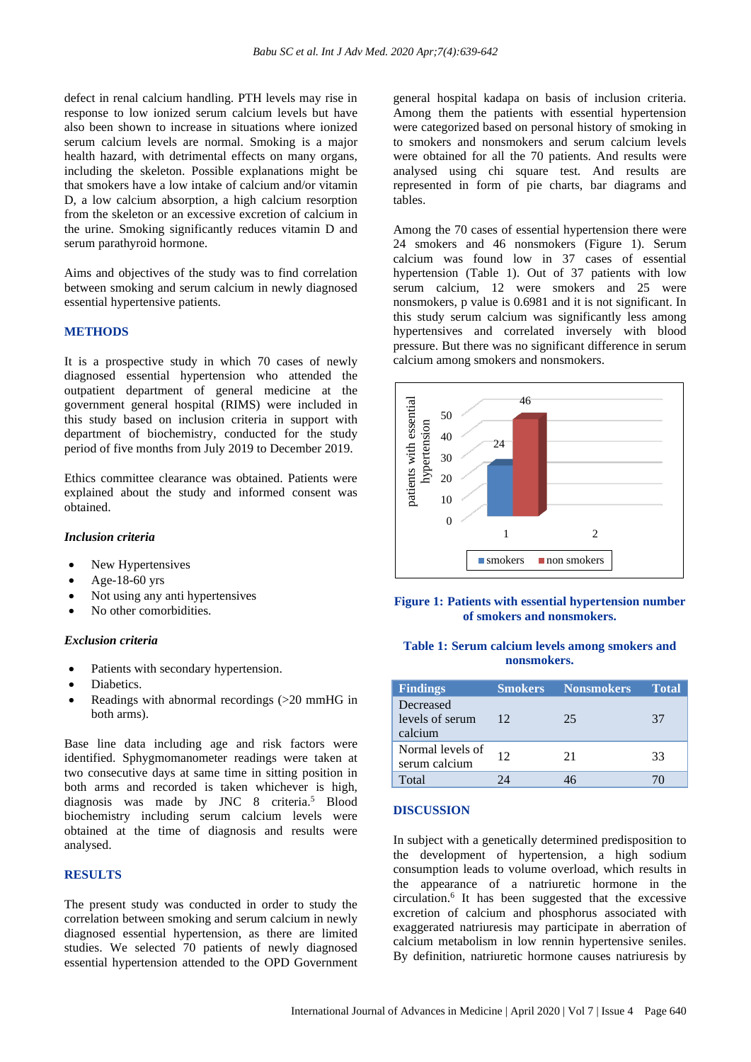defect in renal calcium handling. PTH levels may rise in response to low ionized serum calcium levels but have also been shown to increase in situations where ionized serum calcium levels are normal. Smoking is a major health hazard, with detrimental effects on many organs, including the skeleton. Possible explanations might be that smokers have a low intake of calcium and/or vitamin D, a low calcium absorption, a high calcium resorption from the skeleton or an excessive excretion of calcium in the urine. Smoking significantly reduces vitamin D and serum parathyroid hormone.

Aims and objectives of the study was to find correlation between smoking and serum calcium in newly diagnosed essential hypertensive patients.

## METHODS

It is a prospective study in which 70 cases of newly diagnosed essential hypertension who attended the outpatient department of general medicine at the government general hospital (RIMS) were included in this study based on inclusion criteria in support with department of biochemistry, conducted for the study period of five months from July 2019 to December 2019.

Ethics committee clearance was obtained. Patients were explained about the study and informed consent was obtained.

### *Inclusion criteria*

- New Hypertensives
- Age-18-60 yrs
- Not using any anti hypertensives
- No other comorbidities.

### *Exclusion criteria*

- Patients with secondary hypertension.
- Diabetics.
- Readings with abnormal recordings (>20 mmHG in both arms).

Base line data including age and risk factors were identified. Sphygmomanometer readings were taken at two consecutive days at same time in sitting position in both arms and recorded is taken whichever is high, diagnosis was made by JNC 8 criteria.[5] Blood biochemistry including serum calcium levels were obtained at the time of diagnosis and results were analysed.

## RESULTS

The present study was conducted in order to study the correlation between smoking and serum calcium in newly diagnosed essential hypertension, as there are limited studies. We selected 70 patients of newly diagnosed essential hypertension attended to the OPD Government general hospital kadapa on basis of inclusion criteria. Among them the patients with essential hypertension were categorized based on personal history of smoking in to smokers and nonsmokers and serum calcium levels were obtained for all the 70 patients. And results were analysed using chi square test. And results are represented in form of pie charts, bar diagrams and tables.

Among the 70 cases of essential hypertension there were 24 smokers and 46 nonsmokers (Figure 1). Serum calcium was found low in 37 cases of essential hypertension (Table 1). Out of 37 patients with low serum calcium, 12 were smokers and 25 were nonsmokers, p value is 0.6981 and it is not significant. In this study serum calcium was significantly less among hypertensives and correlated inversely with blood pressure. But there was no significant difference in serum calcium among smokers and nonsmokers.

patients with essential hypertension
0
10
20
30
40
50
24
46
1
2
smokers
non smokers

**Figure 1: Patients with essential hypertension number of smokers and nonsmokers.**

**Table 1: Serum calcium levels among smokers and nonsmokers.**

| Findings | Smokers | Nonsmokers | Total |
|---|---|---|---|
| Decreased levels of serum calcium | 12 | 25 | 37 |
| Normal levels of serum calcium | 12 | 21 | 33 |
| Total | 24 | 46 | 70 |

## DISCUSSION

In subject with a genetically determined predisposition to the development of hypertension, a high sodium consumption leads to volume overload, which results in the appearance of a natriuretic hormone in the circulation.[6] It has been suggested that the excessive excretion of calcium and phosphorus associated with exaggerated natriuresis may participate in aberration of calcium metabolism in low rennin hypertensive seniles. By definition, natriuretic hormone causes natriuresis by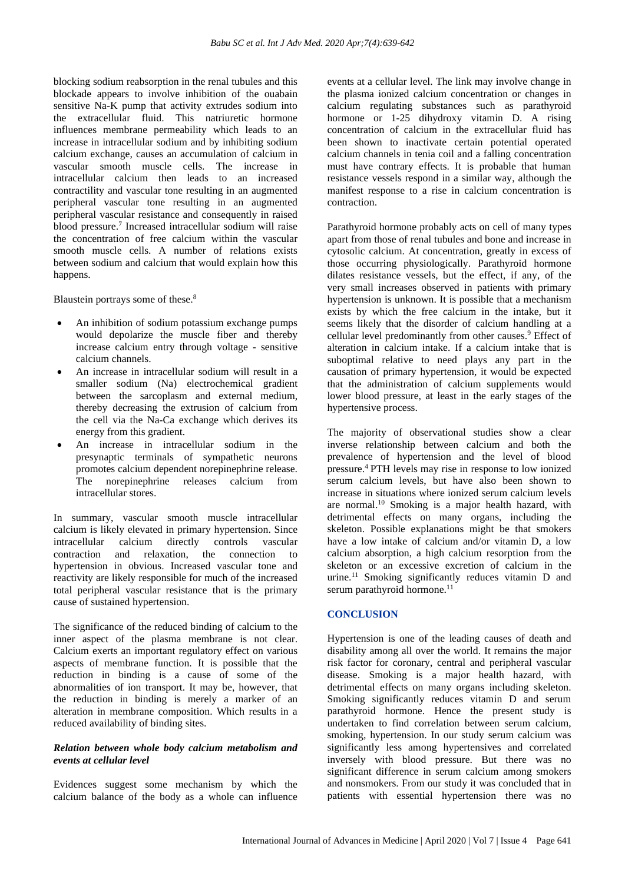blocking sodium reabsorption in the renal tubules and this blockade appears to involve inhibition of the ouabain sensitive Na-K pump that activity extrudes sodium into the extracellular fluid. This natriuretic hormone influences membrane permeability which leads to an increase in intracellular sodium and by inhibiting sodium calcium exchange, causes an accumulation of calcium in vascular smooth muscle cells. The increase in intracellular calcium then leads to an increased contractility and vascular tone resulting in an augmented peripheral vascular tone resulting in an augmented peripheral vascular resistance and consequently in raised blood pressure.[7] Increased intracellular sodium will raise the concentration of free calcium within the vascular smooth muscle cells. A number of relations exists between sodium and calcium that would explain how this happens.

Blaustein portrays some of these.[8]

- An inhibition of sodium potassium exchange pumps would depolarize the muscle fiber and thereby increase calcium entry through voltage - sensitive calcium channels.
- An increase in intracellular sodium will result in a smaller sodium (Na) electrochemical gradient between the sarcoplasm and external medium, thereby decreasing the extrusion of calcium from the cell via the Na-Ca exchange which derives its energy from this gradient.
- An increase in intracellular sodium in the presynaptic terminals of sympathetic neurons promotes calcium dependent norepinephrine release. The norepinephrine releases calcium from intracellular stores.

In summary, vascular smooth muscle intracellular calcium is likely elevated in primary hypertension. Since intracellular calcium directly controls vascular contraction and relaxation, the connection to hypertension in obvious. Increased vascular tone and reactivity are likely responsible for much of the increased total peripheral vascular resistance that is the primary cause of sustained hypertension.

The significance of the reduced binding of calcium to the inner aspect of the plasma membrane is not clear. Calcium exerts an important regulatory effect on various aspects of membrane function. It is possible that the reduction in binding is a cause of some of the abnormalities of ion transport. It may be, however, that the reduction in binding is merely a marker of an alteration in membrane composition. Which results in a reduced availability of binding sites.

### *Relation between whole body calcium metabolism and events at cellular level*

Evidences suggest some mechanism by which the calcium balance of the body as a whole can influence events at a cellular level. The link may involve change in the plasma ionized calcium concentration or changes in calcium regulating substances such as parathyroid hormone or 1-25 dihydroxy vitamin D. A rising concentration of calcium in the extracellular fluid has been shown to inactivate certain potential operated calcium channels in tenia coil and a falling concentration must have contrary effects. It is probable that human resistance vessels respond in a similar way, although the manifest response to a rise in calcium concentration is contraction.

Parathyroid hormone probably acts on cell of many types apart from those of renal tubules and bone and increase in cytosolic calcium. At concentration, greatly in excess of those occurring physiologically. Parathyroid hormone dilates resistance vessels, but the effect, if any, of the very small increases observed in patients with primary hypertension is unknown. It is possible that a mechanism exists by which the free calcium in the intake, but it seems likely that the disorder of calcium handling at a cellular level predominantly from other causes.[9] Effect of alteration in calcium intake. If a calcium intake that is suboptimal relative to need plays any part in the causation of primary hypertension, it would be expected that the administration of calcium supplements would lower blood pressure, at least in the early stages of the hypertensive process.

The majority of observational studies show a clear inverse relationship between calcium and both the prevalence of hypertension and the level of blood pressure.[4] PTH levels may rise in response to low ionized serum calcium levels, but have also been shown to increase in situations where ionized serum calcium levels are normal.[10] Smoking is a major health hazard, with detrimental effects on many organs, including the skeleton. Possible explanations might be that smokers have a low intake of calcium and/or vitamin D, a low calcium absorption, a high calcium resorption from the skeleton or an excessive excretion of calcium in the urine.[11] Smoking significantly reduces vitamin D and serum parathyroid hormone.[11]

## CONCLUSION

Hypertension is one of the leading causes of death and disability among all over the world. It remains the major risk factor for coronary, central and peripheral vascular disease. Smoking is a major health hazard, with detrimental effects on many organs including skeleton. Smoking significantly reduces vitamin D and serum parathyroid hormone. Hence the present study is undertaken to find correlation between serum calcium, smoking, hypertension. In our study serum calcium was significantly less among hypertensives and correlated inversely with blood pressure. But there was no significant difference in serum calcium among smokers and nonsmokers. From our study it was concluded that in patients with essential hypertension there was no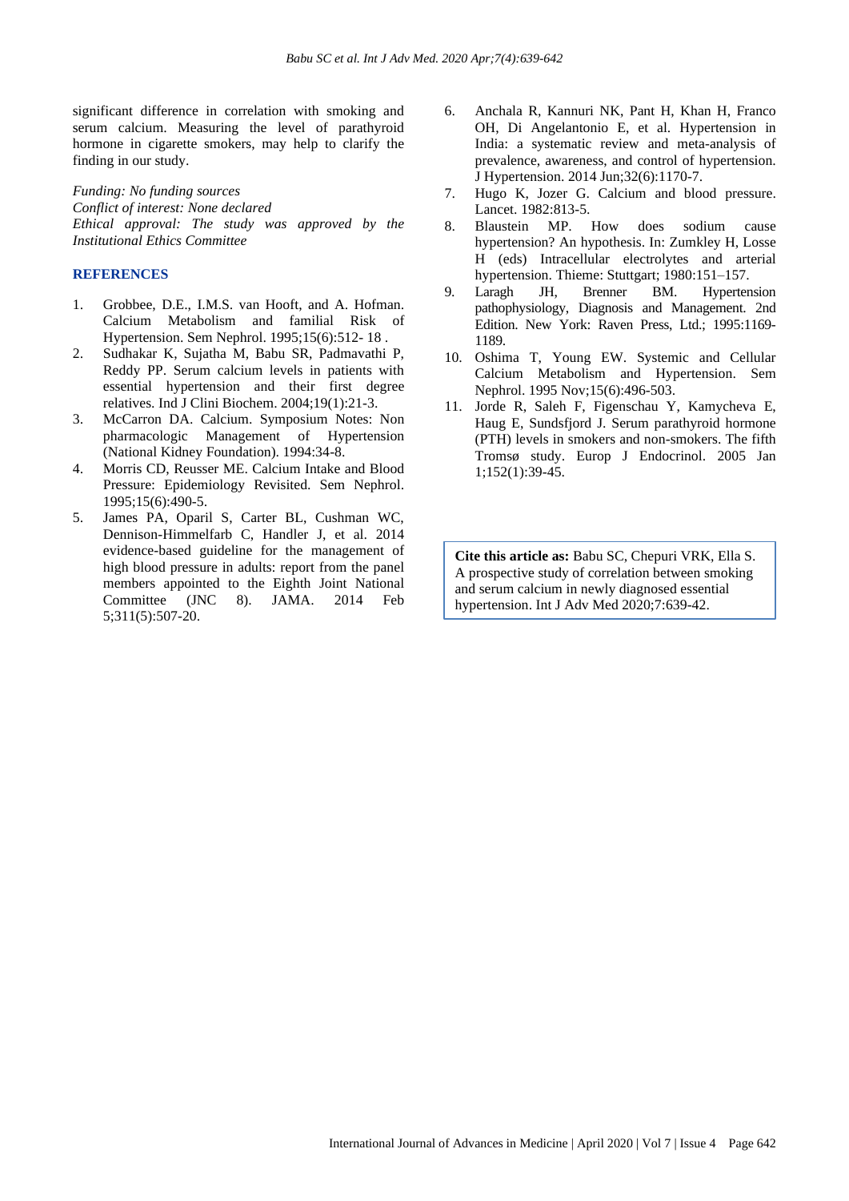significant difference in correlation with smoking and serum calcium. Measuring the level of parathyroid hormone in cigarette smokers, may help to clarify the finding in our study.

*Funding: No funding sources*
*Conflict of interest: None declared*
*Ethical approval: The study was approved by the Institutional Ethics Committee*

## REFERENCES

1. Grobbee, D.E., I.M.S. van Hooft, and A. Hofman. Calcium Metabolism and familial Risk of Hypertension. Sem Nephrol. 1995;15(6):512- 18 .
2. Sudhakar K, Sujatha M, Babu SR, Padmavathi P, Reddy PP. Serum calcium levels in patients with essential hypertension and their first degree relatives. Ind J Clini Biochem. 2004;19(1):21-3.
3. McCarron DA. Calcium. Symposium Notes: Non pharmacologic Management of Hypertension (National Kidney Foundation). 1994:34-8.
4. Morris CD, Reusser ME. Calcium Intake and Blood Pressure: Epidemiology Revisited. Sem Nephrol. 1995;15(6):490-5.
5. James PA, Oparil S, Carter BL, Cushman WC, Dennison-Himmelfarb C, Handler J, et al. 2014 evidence-based guideline for the management of high blood pressure in adults: report from the panel members appointed to the Eighth Joint National Committee (JNC 8). JAMA. 2014 Feb 5;311(5):507-20.
6. Anchala R, Kannuri NK, Pant H, Khan H, Franco OH, Di Angelantonio E, et al. Hypertension in India: a systematic review and meta-analysis of prevalence, awareness, and control of hypertension. J Hypertension. 2014 Jun;32(6):1170-7.
7. Hugo K, Jozer G. Calcium and blood pressure. Lancet. 1982:813-5.
8. Blaustein MP. How does sodium cause hypertension? An hypothesis. In: Zumkley H, Losse H (eds) Intracellular electrolytes and arterial hypertension. Thieme: Stuttgart; 1980:151–157.
9. Laragh JH, Brenner BM. Hypertension pathophysiology, Diagnosis and Management. 2nd Edition. New York: Raven Press, Ltd.; 1995:1169-1189.
10. Oshima T, Young EW. Systemic and Cellular Calcium Metabolism and Hypertension. Sem Nephrol. 1995 Nov;15(6):496-503.
11. Jorde R, Saleh F, Figenschau Y, Kamycheva E, Haug E, Sundsfjord J. Serum parathyroid hormone (PTH) levels in smokers and non-smokers. The fifth Tromsø study. Europ J Endocrinol. 2005 Jan 1;152(1):39-45.

**Cite this article as:** Babu SC, Chepuri VRK, Ella S. A prospective study of correlation between smoking and serum calcium in newly diagnosed essential hypertension. Int J Adv Med 2020;7:639-42.